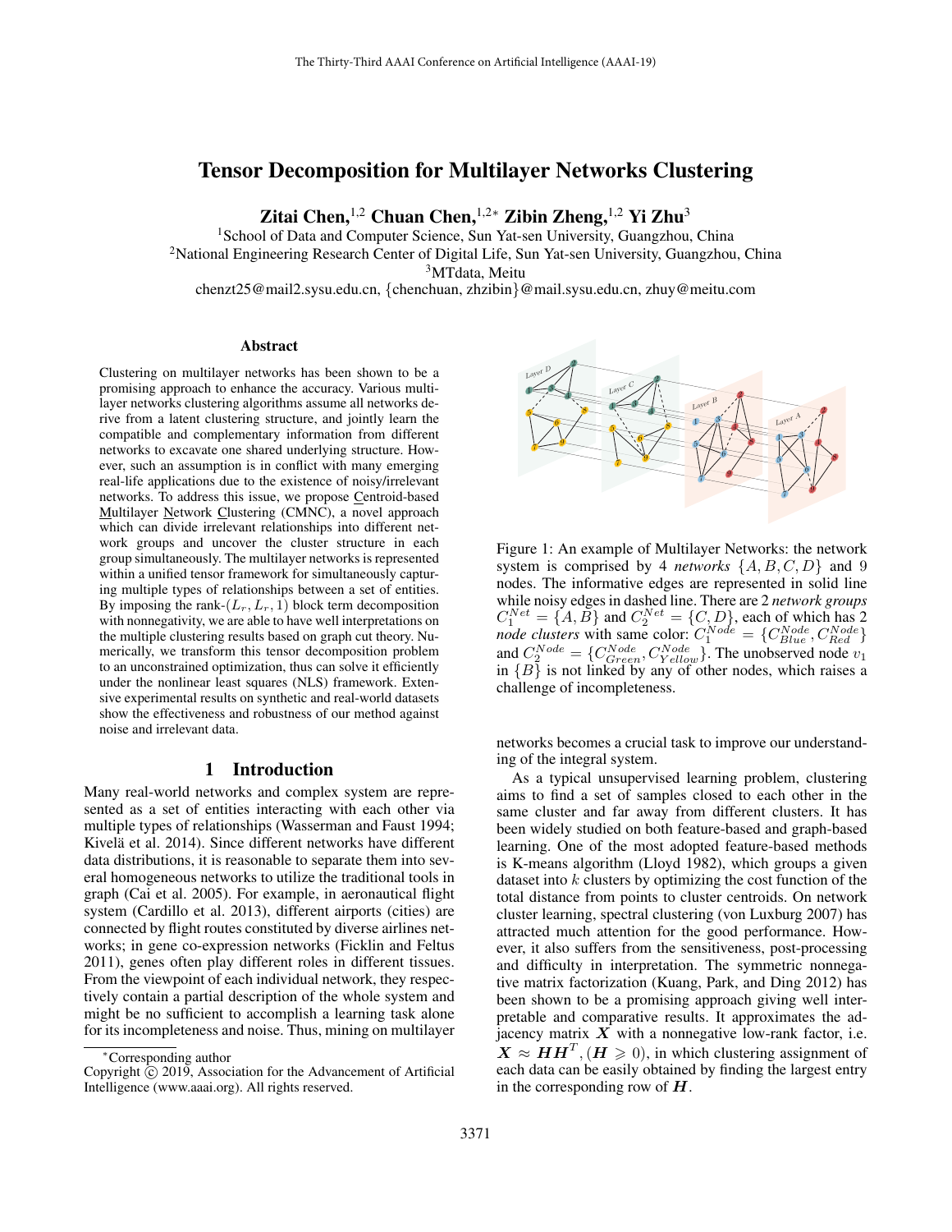# Tensor Decomposition for Multilayer Networks Clustering

**Zitai Chen,[1,2] Chuan Chen,[1,2*] Zibin Zheng,[1,2] Yi Zhu[3]**

[1]School of Data and Computer Science, Sun Yat-sen University, Guangzhou, China
[2]National Engineering Research Center of Digital Life, Sun Yat-sen University, Guangzhou, China
[3]MTdata, Meitu
chenzt25@mail2.sysu.edu.cn, {chenchuan, zhzibin}@mail.sysu.edu.cn, zhuy@meitu.com

## Abstract

Clustering on multilayer networks has been shown to be a promising approach to enhance the accuracy. Various multilayer networks clustering algorithms assume all networks derive from a latent clustering structure, and jointly learn the compatible and complementary information from different networks to excavate one shared underlying structure. However, such an assumption is in conflict with many emerging real-life applications due to the existence of noisy/irrelevant networks. To address this issue, we propose Centroid-based Multilayer Network Clustering (CMNC), a novel approach which can divide irrelevant relationships into different network groups and uncover the cluster structure in each group simultaneously. The multilayer networks is represented within a unified tensor framework for simultaneously capturing multiple types of relationships between a set of entities. By imposing the rank-$(L_r, L_r, 1)$ block term decomposition with nonnegativity, we are able to have well interpretations on the multiple clustering results based on graph cut theory. Numerically, we transform this tensor decomposition problem to an unconstrained optimization, thus can solve it efficiently under the nonlinear least squares (NLS) framework. Extensive experimental results on synthetic and real-world datasets show the effectiveness and robustness of our method against noise and irrelevant data.

Figure 1: An example of Multilayer Networks: the network system is comprised by 4 *networks* $\{A, B, C, D\}$ and 9 nodes. The informative edges are represented in solid line while noisy edges in dashed line. There are 2 *network groups* $C_1^{Net} = \{A, B\}$ and $C_2^{Net} = \{C, D\}$, each of which has 2 *node clusters* with same color: $C_1^{Node} = \{C_{Blue}^{Node}, C_{Red}^{Node}\}$ and $C_2^{Node} = \{C_{Green}^{Node}, C_{Yellow}^{Node}\}$. The unobserved node $v_1$ in $\{B\}$ is not linked by any of other nodes, which raises a challenge of incompleteness.

## 1 Introduction

Many real-world networks and complex system are represented as a set of entities interacting with each other via multiple types of relationships (Wasserman and Faust 1994; Kivelä et al. 2014). Since different networks have different data distributions, it is reasonable to separate them into several homogeneous networks to utilize the traditional tools in graph (Cai et al. 2005). For example, in aeronautical flight system (Cardillo et al. 2013), different airports (cities) are connected by flight routes constituted by diverse airlines networks; in gene co-expression networks (Ficklin and Feltus 2011), genes often play different roles in different tissues. From the viewpoint of each individual network, they respectively contain a partial description of the whole system and might be no sufficient to accomplish a learning task alone for its incompleteness and noise. Thus, mining on multilayer networks becomes a crucial task to improve our understanding of the integral system.

As a typical unsupervised learning problem, clustering aims to find a set of samples closed to each other in the same cluster and far away from different clusters. It has been widely studied on both feature-based and graph-based learning. One of the most adopted feature-based methods is K-means algorithm (Lloyd 1982), which groups a given dataset into $k$ clusters by optimizing the cost function of the total distance from points to cluster centroids. On network cluster learning, spectral clustering (von Luxburg 2007) has attracted much attention for the good performance. However, it also suffers from the sensitiveness, post-processing and difficulty in interpretation. The symmetric nonnegative matrix factorization (Kuang, Park, and Ding 2012) has been shown to be a promising approach giving well interpretable and comparative results. It approximates the adjacency matrix $\boldsymbol{X}$ with a nonnegative low-rank factor, i.e. $\boldsymbol{X} \approx \boldsymbol{H}\boldsymbol{H}^T, (\boldsymbol{H} \geqslant 0)$, in which clustering assignment of each data can be easily obtained by finding the largest entry in the corresponding row of $\boldsymbol{H}$.

*Corresponding author
Copyright © 2019, Association for the Advancement of Artificial Intelligence (www.aaai.org). All rights reserved.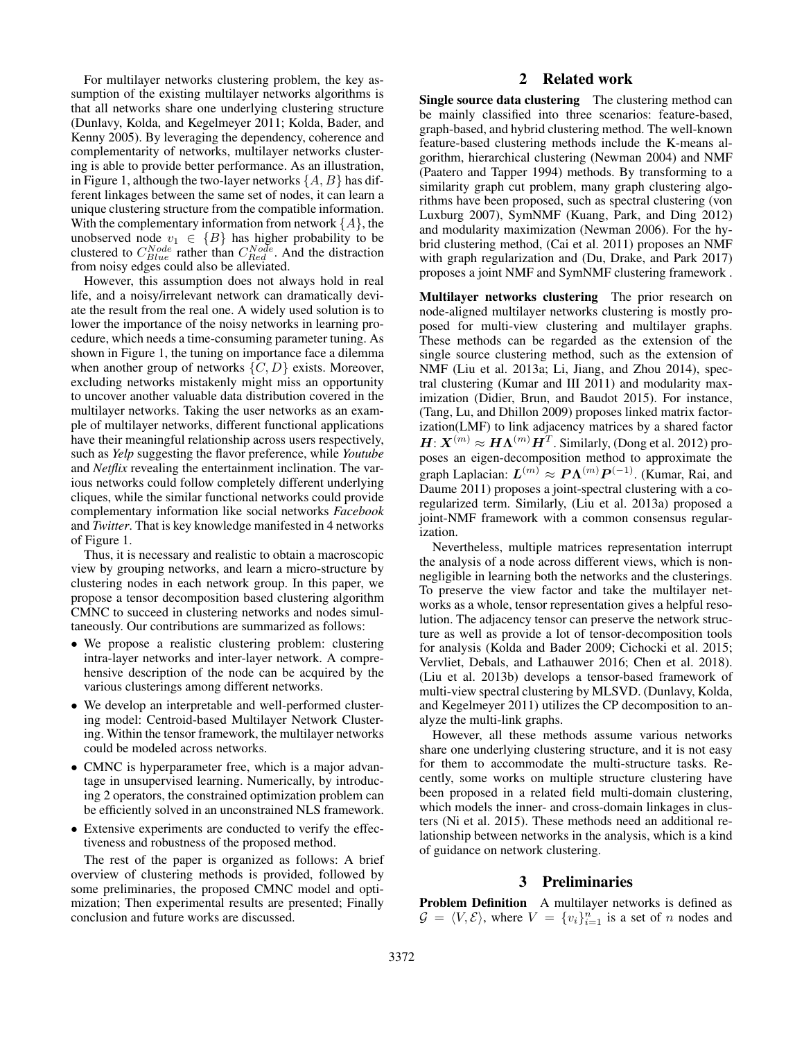For multilayer networks clustering problem, the key assumption of the existing multilayer networks algorithms is that all networks share one underlying clustering structure (Dunlavy, Kolda, and Kegelmeyer 2011; Kolda, Bader, and Kenny 2005). By leveraging the dependency, coherence and complementarity of networks, multilayer networks clustering is able to provide better performance. As an illustration, in Figure 1, although the two-layer networks $\{A, B\}$ has different linkages between the same set of nodes, it can learn a unique clustering structure from the compatible information. With the complementary information from network $\{A\}$, the unobserved node $v_1 \in \{B\}$ has higher probability to be clustered to $C^{Node}_{Blue}$ rather than $C^{Node}_{Red}$. And the distraction from noisy edges could also be alleviated.

However, this assumption does not always hold in real life, and a noisy/irrelevant network can dramatically deviate the result from the real one. A widely used solution is to lower the importance of the noisy networks in learning procedure, which needs a time-consuming parameter tuning. As shown in Figure 1, the tuning on importance face a dilemma when another group of networks $\{C, D\}$ exists. Moreover, excluding networks mistakenly might miss an opportunity to uncover another valuable data distribution covered in the multilayer networks. Taking the user networks as an example of multilayer networks, different functional applications have their meaningful relationship across users respectively, such as *Yelp* suggesting the flavor preference, while *Youtube* and *Netflix* revealing the entertainment inclination. The various networks could follow completely different underlying cliques, while the similar functional networks could provide complementary information like social networks *Facebook* and *Twitter*. That is key knowledge manifested in 4 networks of Figure 1.

Thus, it is necessary and realistic to obtain a macroscopic view by grouping networks, and learn a micro-structure by clustering nodes in each network group. In this paper, we propose a tensor decomposition based clustering algorithm CMNC to succeed in clustering networks and nodes simultaneously. Our contributions are summarized as follows:

- We propose a realistic clustering problem: clustering intra-layer networks and inter-layer network. A comprehensive description of the node can be acquired by the various clusterings among different networks.
- We develop an interpretable and well-performed clustering model: Centroid-based Multilayer Network Clustering. Within the tensor framework, the multilayer networks could be modeled across networks.
- CMNC is hyperparameter free, which is a major advantage in unsupervised learning. Numerically, by introducing 2 operators, the constrained optimization problem can be efficiently solved in an unconstrained NLS framework.
- Extensive experiments are conducted to verify the effectiveness and robustness of the proposed method.

The rest of the paper is organized as follows: A brief overview of clustering methods is provided, followed by some preliminaries, the proposed CMNC model and optimization; Then experimental results are presented; Finally conclusion and future works are discussed.

## 2 Related work

**Single source data clustering** The clustering method can be mainly classified into three scenarios: feature-based, graph-based, and hybrid clustering method. The well-known feature-based clustering methods include the K-means algorithm, hierarchical clustering (Newman 2004) and NMF (Paatero and Tapper 1994) methods. By transforming to a similarity graph cut problem, many graph clustering algorithms have been proposed, such as spectral clustering (von Luxburg 2007), SymNMF (Kuang, Park, and Ding 2012) and modularity maximization (Newman 2006). For the hybrid clustering method, (Cai et al. 2011) proposes an NMF with graph regularization and (Du, Drake, and Park 2017) proposes a joint NMF and SymNMF clustering framework .

**Multilayer networks clustering** The prior research on node-aligned multilayer networks clustering is mostly proposed for multi-view clustering and multilayer graphs. These methods can be regarded as the extension of the single source clustering method, such as the extension of NMF (Liu et al. 2013a; Li, Jiang, and Zhou 2014), spectral clustering (Kumar and III 2011) and modularity maximization (Didier, Brun, and Baudot 2015). For instance, (Tang, Lu, and Dhillon 2009) proposes linked matrix factorization(LMF) to link adjacency matrices by a shared factor $\boldsymbol{H}$: $\boldsymbol{X}^{(m)} \approx \boldsymbol{H}\boldsymbol{\Lambda}^{(m)}\boldsymbol{H}^T$. Similarly, (Dong et al. 2012) proposes an eigen-decomposition method to approximate the graph Laplacian: $\boldsymbol{L}^{(m)} \approx \boldsymbol{P}\boldsymbol{\Lambda}^{(m)}\boldsymbol{P}^{(-1)}$. (Kumar, Rai, and Daume 2011) proposes a joint-spectral clustering with a co-regularized term. Similarly, (Liu et al. 2013a) proposed a joint-NMF framework with a common consensus regularization.

Nevertheless, multiple matrices representation interrupt the analysis of a node across different views, which is non-negligible in learning both the networks and the clusterings. To preserve the view factor and take the multilayer networks as a whole, tensor representation gives a helpful resolution. The adjacency tensor can preserve the network structure as well as provide a lot of tensor-decomposition tools for analysis (Kolda and Bader 2009; Cichocki et al. 2015; Vervliet, Debals, and Lathauwer 2016; Chen et al. 2018). (Liu et al. 2013b) develops a tensor-based framework of multi-view spectral clustering by MLSVD. (Dunlavy, Kolda, and Kegelmeyer 2011) utilizes the CP decomposition to analyze the multi-link graphs.

However, all these methods assume various networks share one underlying clustering structure, and it is not easy for them to accommodate the multi-structure tasks. Recently, some works on multiple structure clustering have been proposed in a related field multi-domain clustering, which models the inner- and cross-domain linkages in clusters (Ni et al. 2015). These methods need an additional relationship between networks in the analysis, which is a kind of guidance on network clustering.

## 3 Preliminaries

**Problem Definition** A multilayer networks is defined as $\mathcal{G} = \langle V, \mathcal{E} \rangle$, where $V = \{v_i\}_{i=1}^n$ is a set of $n$ nodes and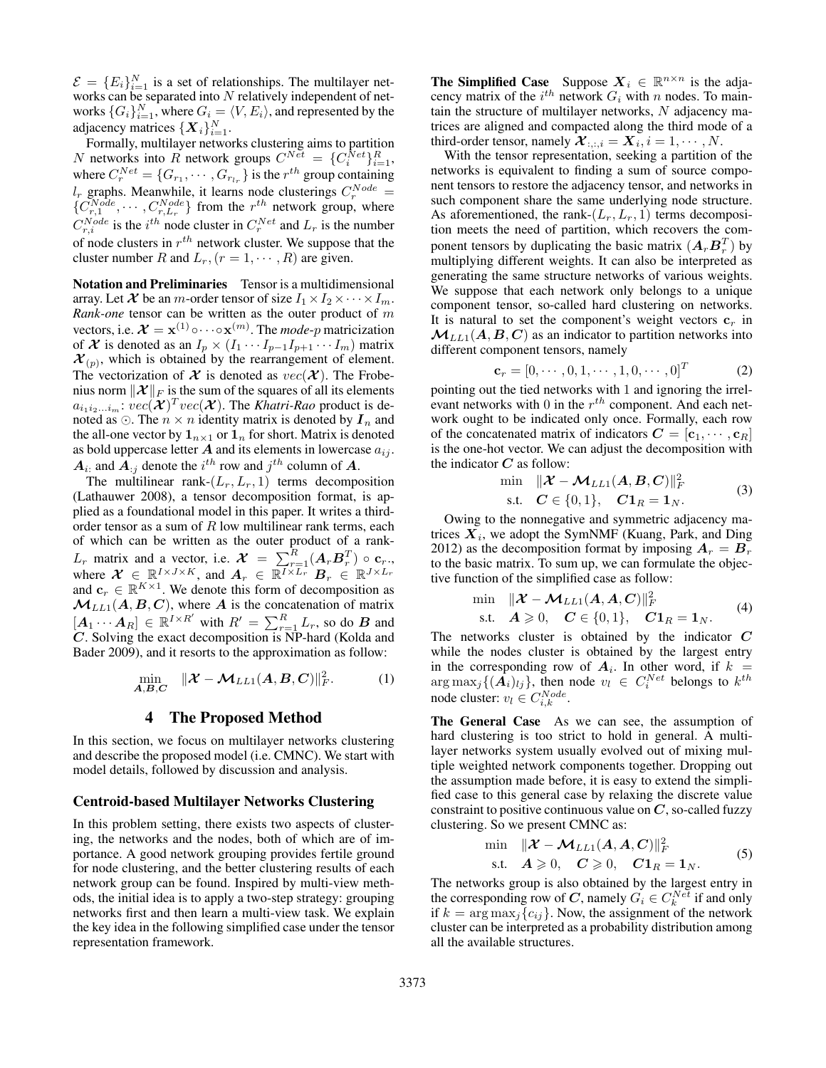$\mathcal{E} = \{E_i\}_{i=1}^N$ is a set of relationships. The multilayer networks can be separated into $N$ relatively independent of networks $\{G_i\}_{i=1}^N$, where $G_i = \langle V, E_i \rangle$, and represented by the adjacency matrices $\{\boldsymbol{X}_i\}_{i=1}^N$.

Formally, multilayer networks clustering aims to partition $N$ networks into $R$ network groups $C^{Net} = \{C_i^{Net}\}_{i=1}^R$, where $C_r^{Net} = \{G_{r_1}, \cdots, G_{r_{l_r}}\}$ is the $r^{th}$ group containing $l_r$ graphs. Meanwhile, it learns node clusterings $C_r^{Node} = \{C_{r,1}^{Node}, \cdots, C_{r,L_r}^{Node}\}$ from the $r^{th}$ network group, where $C_{r,i}^{Node}$ is the $i^{th}$ node cluster in $C_r^{Net}$ and $L_r$ is the number of node clusters in $r^{th}$ network cluster. We suppose that the cluster number $R$ and $L_r, (r = 1, \cdots, R)$ are given.

**Notation and Preliminaries** Tensor is a multidimensional array. Let $\boldsymbol{\mathcal{X}}$ be an $m$-order tensor of size $I_1 \times I_2 \times \cdots \times I_m$. *Rank-one* tensor can be written as the outer product of $m$ vectors, i.e. $\boldsymbol{\mathcal{X}} = \mathbf{x}^{(1)} \circ \cdots \circ \mathbf{x}^{(m)}$. The *mode-p* matricization of $\boldsymbol{\mathcal{X}}$ is denoted as an $I_p \times (I_1 \cdots I_{p-1} I_{p+1} \cdots I_m)$ matrix $\boldsymbol{\mathcal{X}}_{(p)}$, which is obtained by the rearrangement of element. The vectorization of $\boldsymbol{\mathcal{X}}$ is denoted as $vec(\boldsymbol{\mathcal{X}})$. The Frobenius norm $\|\boldsymbol{\mathcal{X}}\|_F$ is the sum of the squares of all its elements $a_{i_1 i_2 \ldots i_m}$: $vec(\boldsymbol{\mathcal{X}})^T vec(\boldsymbol{\mathcal{X}})$. The *Khatri-Rao* product is denoted as $\odot$. The $n \times n$ identity matrix is denoted by $\boldsymbol{I}_n$ and the all-one vector by $\mathbf{1}_{n\times 1}$ or $\mathbf{1}_n$ for short. Matrix is denoted as bold uppercase letter $\boldsymbol{A}$ and its elements in lowercase $a_{ij}$. $\boldsymbol{A}_{i:}$ and $\boldsymbol{A}_{:j}$ denote the $i^{th}$ row and $j^{th}$ column of $\boldsymbol{A}$.

The multilinear rank-$(L_r, L_r, 1)$ terms decomposition (Lathauwer 2008), a tensor decomposition format, is applied as a foundational model in this paper. It writes a third-order tensor as a sum of $R$ low multilinear rank terms, each of which can be written as the outer product of a rank-$L_r$ matrix and a vector, i.e. $\boldsymbol{\mathcal{X}} = \sum_{r=1}^R (\boldsymbol{A}_r \boldsymbol{B}_r^T) \circ \mathbf{c}_r$., where $\boldsymbol{\mathcal{X}} \in \mathbb{R}^{I\times J\times K}$, and $\boldsymbol{A}_r \in \mathbb{R}^{I\times L_r}$ $\boldsymbol{B}_r \in \mathbb{R}^{J\times L_r}$ and $\mathbf{c}_r \in \mathbb{R}^{K\times 1}$. We denote this form of decomposition as $\boldsymbol{\mathcal{M}}_{LL1}(\boldsymbol{A}, \boldsymbol{B}, \boldsymbol{C})$, where $\boldsymbol{A}$ is the concatenation of matrix $[\boldsymbol{A}_1 \cdots \boldsymbol{A}_R] \in \mathbb{R}^{I\times R'}$ with $R' = \sum_{r=1}^R L_r$, so do $\boldsymbol{B}$ and $\boldsymbol{C}$. Solving the exact decomposition is NP-hard (Kolda and Bader 2009), and it resorts to the approximation as follow:

$$\min_{\boldsymbol{A},\boldsymbol{B},\boldsymbol{C}} \quad \|\boldsymbol{\mathcal{X}} - \boldsymbol{\mathcal{M}}_{LL1}(\boldsymbol{A}, \boldsymbol{B}, \boldsymbol{C})\|_F^2. \tag{1}$$

# 4 The Proposed Method

In this section, we focus on multilayer networks clustering and describe the proposed model (i.e. CMNC). We start with model details, followed by discussion and analysis.

## Centroid-based Multilayer Networks Clustering

In this problem setting, there exists two aspects of clustering, the networks and the nodes, both of which are of importance. A good network grouping provides fertile ground for node clustering, and the better clustering results of each network group can be found. Inspired by multi-view methods, the initial idea is to apply a two-step strategy: grouping networks first and then learn a multi-view task. We explain the key idea in the following simplified case under the tensor representation framework.

**The Simplified Case** Suppose $\boldsymbol{X}_i \in \mathbb{R}^{n\times n}$ is the adjacency matrix of the $i^{th}$ network $G_i$ with $n$ nodes. To maintain the structure of multilayer networks, $N$ adjacency matrices are aligned and compacted along the third mode of a third-order tensor, namely $\boldsymbol{\mathcal{X}}_{:,:,i} = \boldsymbol{X}_i, i = 1, \cdots, N$.

With the tensor representation, seeking a partition of the networks is equivalent to finding a sum of source component tensors to restore the adjacency tensor, and networks in such component share the same underlying node structure. As aforementioned, the rank-$(L_r, L_r, 1)$ terms decomposition meets the need of partition, which recovers the component tensors by duplicating the basic matrix $(\boldsymbol{A}_r \boldsymbol{B}_r^T)$ by multiplying different weights. It can also be interpreted as generating the same structure networks of various weights. We suppose that each network only belongs to a unique component tensor, so-called hard clustering on networks. It is natural to set the component's weight vectors $\mathbf{c}_r$ in $\boldsymbol{\mathcal{M}}_{LL1}(\boldsymbol{A}, \boldsymbol{B}, \boldsymbol{C})$ as an indicator to partition networks into different component tensors, namely

$$\mathbf{c}_r = [0, \cdots, 0, 1, \cdots, 1, 0, \cdots, 0]^T \tag{2}$$

pointing out the tied networks with 1 and ignoring the irrelevant networks with 0 in the $r^{th}$ component. And each network ought to be indicated only once. Formally, each row of the concatenated matrix of indicators $\boldsymbol{C} = [\mathbf{c}_1, \cdots, \mathbf{c}_R]$ is the one-hot vector. We can adjust the decomposition with the indicator $\boldsymbol{C}$ as follow:

$$\begin{aligned} \min \quad & \|\boldsymbol{\mathcal{X}} - \boldsymbol{\mathcal{M}}_{LL1}(\boldsymbol{A}, \boldsymbol{B}, \boldsymbol{C})\|_F^2 \\ \text{s.t.} \quad & \boldsymbol{C} \in \{0, 1\}, \quad \boldsymbol{C}\mathbf{1}_R = \mathbf{1}_N. \end{aligned} \tag{3}$$

Owing to the nonnegative and symmetric adjacency matrices $\boldsymbol{X}_i$, we adopt the SymNMF (Kuang, Park, and Ding 2012) as the decomposition format by imposing $\boldsymbol{A}_r = \boldsymbol{B}_r$ to the basic matrix. To sum up, we can formulate the objective function of the simplified case as follow:

$$\begin{aligned} \min \quad & \|\boldsymbol{\mathcal{X}} - \boldsymbol{\mathcal{M}}_{LL1}(\boldsymbol{A}, \boldsymbol{A}, \boldsymbol{C})\|_F^2 \\ \text{s.t.} \quad & \boldsymbol{A} \geqslant 0, \quad \boldsymbol{C} \in \{0, 1\}, \quad \boldsymbol{C}\mathbf{1}_R = \mathbf{1}_N. \end{aligned} \tag{4}$$

The networks cluster is obtained by the indicator $\boldsymbol{C}$ while the nodes cluster is obtained by the largest entry in the corresponding row of $\boldsymbol{A}_i$. In other word, if $k = \arg\max_j \{(\boldsymbol{A}_i)_{lj}\}$, then node $v_l \in C_i^{Net}$ belongs to $k^{th}$ node cluster: $v_l \in C_{i,k}^{Node}$.

**The General Case** As we can see, the assumption of hard clustering is too strict to hold in general. A multilayer networks system usually evolved out of mixing multiple weighted network components together. Dropping out the assumption made before, it is easy to extend the simplified case to this general case by relaxing the discrete value constraint to positive continuous value on $\boldsymbol{C}$, so-called fuzzy clustering. So we present CMNC as:

$$\begin{aligned} \min \quad & \|\boldsymbol{\mathcal{X}} - \boldsymbol{\mathcal{M}}_{LL1}(\boldsymbol{A}, \boldsymbol{A}, \boldsymbol{C})\|_F^2 \\ \text{s.t.} \quad & \boldsymbol{A} \geqslant 0, \quad \boldsymbol{C} \geqslant 0, \quad \boldsymbol{C}\mathbf{1}_R = \mathbf{1}_N. \end{aligned} \tag{5}$$

The networks group is also obtained by the largest entry in the corresponding row of $\boldsymbol{C}$, namely $G_i \in C_k^{Net}$ if and only if $k = \arg\max_j \{c_{ij}\}$. Now, the assignment of the network cluster can be interpreted as a probability distribution among all the available structures.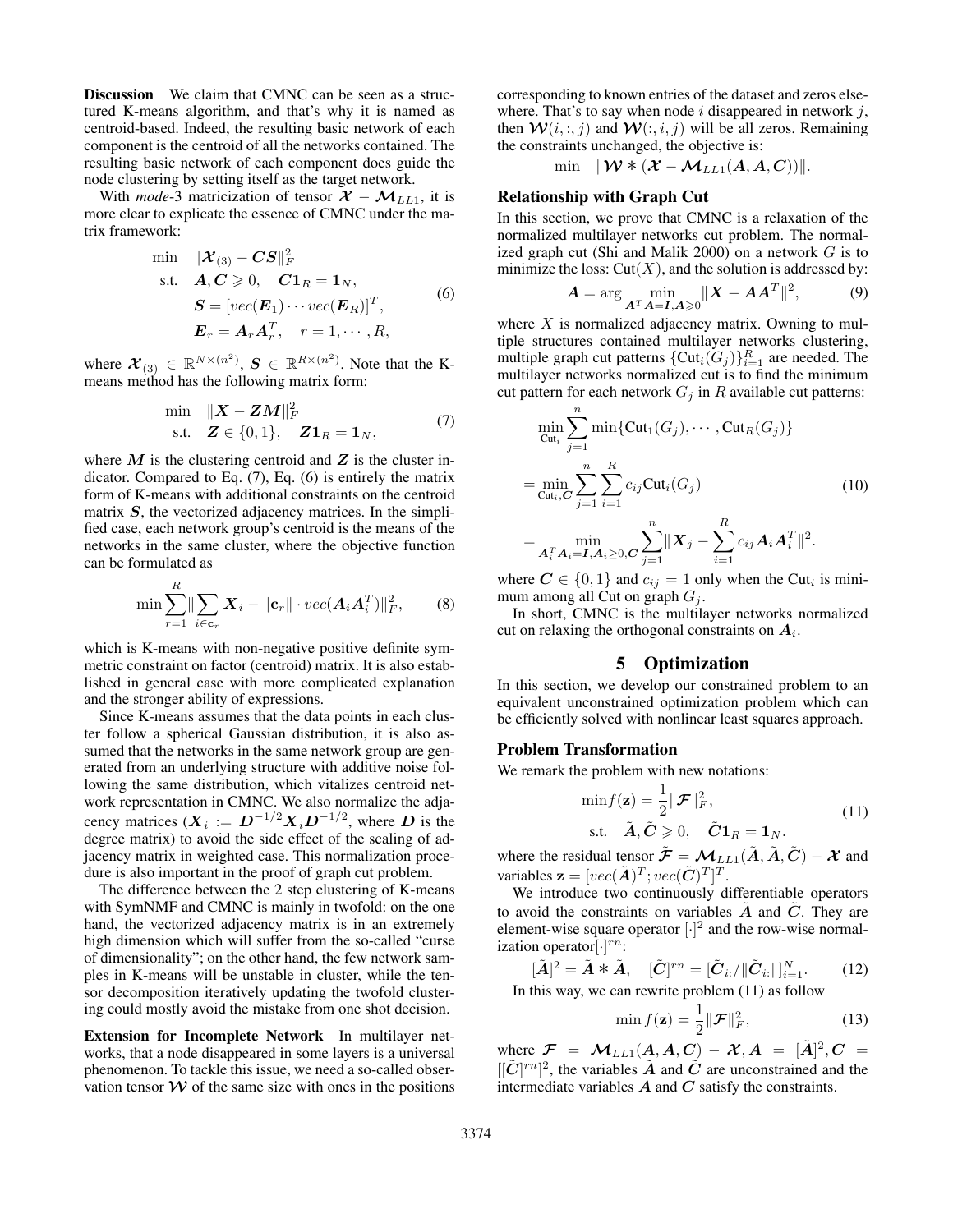**Discussion** We claim that CMNC can be seen as a structured K-means algorithm, and that's why it is named as centroid-based. Indeed, the resulting basic network of each component is the centroid of all the networks contained. The resulting basic network of each component does guide the node clustering by setting itself as the target network.

With *mode*-3 matricization of tensor $\boldsymbol{\mathcal{X}} - \boldsymbol{\mathcal{M}}_{LL1}$, it is more clear to explicate the essence of CMNC under the matrix framework:

$$\begin{aligned} \min \quad & \|\boldsymbol{\mathcal{X}}_{(3)} - \boldsymbol{CS}\|_F^2 \\ \text{s.t.} \quad & \boldsymbol{A}, \boldsymbol{C} \geqslant 0, \quad \boldsymbol{C}\mathbf{1}_R = \mathbf{1}_N, \\ & \boldsymbol{S} = [vec(\boldsymbol{E}_1) \cdots vec(\boldsymbol{E}_R)]^T, \\ & \boldsymbol{E}_r = \boldsymbol{A}_r \boldsymbol{A}_r^T, \quad r = 1, \cdots, R, \end{aligned} \tag{6}$$

where $\boldsymbol{\mathcal{X}}_{(3)} \in \mathbb{R}^{N \times (n^2)}$, $\boldsymbol{S} \in \mathbb{R}^{R \times (n^2)}$. Note that the K-means method has the following matrix form:

$$\begin{aligned} \min \quad & \|\boldsymbol{X} - \boldsymbol{ZM}\|_F^2 \\ \text{s.t.} \quad & \boldsymbol{Z} \in \{0, 1\}, \quad \boldsymbol{Z}\mathbf{1}_R = \mathbf{1}_N, \end{aligned} \tag{7}$$

where $\boldsymbol{M}$ is the clustering centroid and $\boldsymbol{Z}$ is the cluster indicator. Compared to Eq. (7), Eq. (6) is entirely the matrix form of K-means with additional constraints on the centroid matrix $\boldsymbol{S}$, the vectorized adjacency matrices. In the simplified case, each network group's centroid is the means of the networks in the same cluster, where the objective function can be formulated as

$$\min \sum_{r=1}^{R} \| \sum_{i \in \mathbf{c}_r} \boldsymbol{X}_i - \|\mathbf{c}_r\| \cdot vec(\boldsymbol{A}_i \boldsymbol{A}_i^T) \|_F^2, \tag{8}$$

which is K-means with non-negative positive definite symmetric constraint on factor (centroid) matrix. It is also established in general case with more complicated explanation and the stronger ability of expressions.

Since K-means assumes that the data points in each cluster follow a spherical Gaussian distribution, it is also assumed that the networks in the same network group are generated from an underlying structure with additive noise following the same distribution, which vitalizes centroid network representation in CMNC. We also normalize the adjacency matrices ($\boldsymbol{X}_i := \boldsymbol{D}^{-1/2} \boldsymbol{X}_i \boldsymbol{D}^{-1/2}$, where $\boldsymbol{D}$ is the degree matrix) to avoid the side effect of the scaling of adjacency matrix in weighted case. This normalization procedure is also important in the proof of graph cut problem.

The difference between the 2 step clustering of K-means with SymNMF and CMNC is mainly in twofold: on the one hand, the vectorized adjacency matrix is in an extremely high dimension which will suffer from the so-called "curse of dimensionality"; on the other hand, the few network samples in K-means will be unstable in cluster, while the tensor decomposition iteratively updating the twofold clustering could mostly avoid the mistake from one shot decision.

**Extension for Incomplete Network** In multilayer networks, that a node disappeared in some layers is a universal phenomenon. To tackle this issue, we need a so-called observation tensor $\boldsymbol{\mathcal{W}}$ of the same size with ones in the positions corresponding to known entries of the dataset and zeros elsewhere. That's to say when node $i$ disappeared in network $j$, then $\boldsymbol{\mathcal{W}}(i, :, j)$ and $\boldsymbol{\mathcal{W}}(:, i, j)$ will be all zeros. Remaining the constraints unchanged, the objective is:

$$\min \quad \|\boldsymbol{\mathcal{W}} * (\boldsymbol{\mathcal{X}} - \boldsymbol{\mathcal{M}}_{LL1}(\boldsymbol{A}, \boldsymbol{A}, \boldsymbol{C}))\|.$$

### Relationship with Graph Cut

In this section, we prove that CMNC is a relaxation of the normalized multilayer networks cut problem. The normalized graph cut (Shi and Malik 2000) on a network $G$ is to minimize the loss: $\text{Cut}(X)$, and the solution is addressed by:

$$\boldsymbol{A} = \arg \min_{\boldsymbol{A}^T\boldsymbol{A} = \boldsymbol{I}, \boldsymbol{A} \geqslant 0} \|\boldsymbol{X} - \boldsymbol{A}\boldsymbol{A}^T\|^2, \tag{9}$$

where $X$ is normalized adjacency matrix. Owning to multiple structures contained multilayer networks clustering, multiple graph cut patterns $\{\text{Cut}_i(G_j)\}_{i=1}^R$ are needed. The multilayer networks normalized cut is to find the minimum cut pattern for each network $G_j$ in $R$ available cut patterns:

$$\begin{aligned} & \min_{\text{Cut}_i} \sum_{j=1}^{n} \min\{\text{Cut}_1(G_j), \cdots, \text{Cut}_R(G_j)\} \\ =& \min_{\text{Cut}_i, \boldsymbol{C}} \sum_{j=1}^{n} \sum_{i=1}^{R} c_{ij} \text{Cut}_i(G_j) \\ =& \min_{\boldsymbol{A}_i^T \boldsymbol{A}_i = \boldsymbol{I}, \boldsymbol{A}_i \geq 0, \boldsymbol{C}} \sum_{j=1}^{n} \|\boldsymbol{X}_j - \sum_{i=1}^{R} c_{ij} \boldsymbol{A}_i \boldsymbol{A}_i^T\|^2. \end{aligned} \tag{10}$$

where $\boldsymbol{C} \in \{0, 1\}$ and $c_{ij} = 1$ only when the $\text{Cut}_i$ is minimum among all Cut on graph $G_j$.

In short, CMNC is the multilayer networks normalized cut on relaxing the orthogonal constraints on $\boldsymbol{A}_i$.

## 5 Optimization

In this section, we develop our constrained problem to an equivalent unconstrained optimization problem which can be efficiently solved with nonlinear least squares approach.

### Problem Transformation

We remark the problem with new notations:

$$\begin{aligned} \min & f(\mathbf{z}) = \frac{1}{2} \|\boldsymbol{\mathcal{F}}\|_F^2, \\ \text{s.t.} \quad & \tilde{\boldsymbol{A}}, \tilde{\boldsymbol{C}} \geqslant 0, \quad \tilde{\boldsymbol{C}}\mathbf{1}_R = \mathbf{1}_N. \end{aligned} \tag{11}$$

where the residual tensor $\tilde{\boldsymbol{\mathcal{F}}} = \boldsymbol{\mathcal{M}}_{LL1}(\tilde{\boldsymbol{A}}, \tilde{\boldsymbol{A}}, \tilde{\boldsymbol{C}}) - \boldsymbol{\mathcal{X}}$ and variables $\mathbf{z} = [vec(\tilde{\boldsymbol{A}})^T; vec(\tilde{\boldsymbol{C}})^T]^T$.

We introduce two continuously differentiable operators to avoid the constraints on variables $\tilde{\boldsymbol{A}}$ and $\tilde{\boldsymbol{C}}$. They are element-wise square operator $[\cdot]^2$ and the row-wise normalization operator$[\cdot]^{rn}$:

$$[\tilde{\boldsymbol{A}}]^2 = \tilde{\boldsymbol{A}} * \tilde{\boldsymbol{A}}, \quad [\tilde{\boldsymbol{C}}]^{rn} = [\tilde{\boldsymbol{C}}_{i:} / \|\tilde{\boldsymbol{C}}_{i:}\|]_{i=1}^N. \tag{12}$$

In this way, we can rewrite problem (11) as follow

$$\min f(\mathbf{z}) = \frac{1}{2} \|\boldsymbol{\mathcal{F}}\|_F^2, \tag{13}$$

where $\boldsymbol{\mathcal{F}} = \boldsymbol{\mathcal{M}}_{LL1}(\boldsymbol{A}, \boldsymbol{A}, \boldsymbol{C}) - \boldsymbol{\mathcal{X}}, \boldsymbol{A} = [\tilde{\boldsymbol{A}}]^2, \boldsymbol{C} = [[\tilde{\boldsymbol{C}}]^{rn}]^2$, the variables $\tilde{\boldsymbol{A}}$ and $\tilde{\boldsymbol{C}}$ are unconstrained and the intermediate variables $\boldsymbol{A}$ and $\boldsymbol{C}$ satisfy the constraints.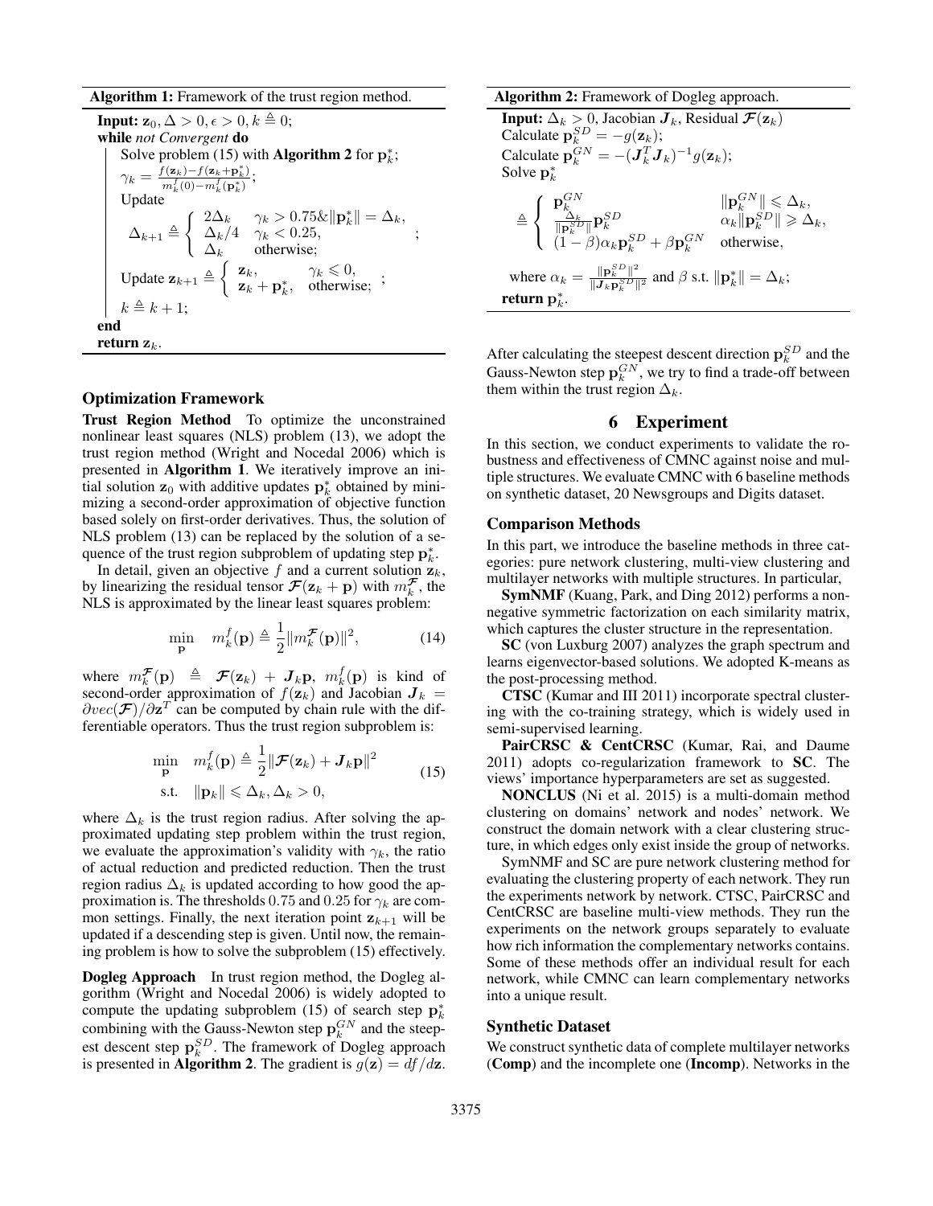**Algorithm 1:** Framework of the trust region method.

**Input:** $\mathbf{z}_0, \Delta > 0, \epsilon > 0, k \triangleq 0;$

**while** *not Convergent* **do**

Solve problem (15) with **Algorithm 2** for $\mathbf{p}_k^*$;

$\gamma_k = \frac{f(\mathbf{z}_k) - f(\mathbf{z}_k + \mathbf{p}_k^*)}{m_k^f(0) - m_k^f(\mathbf{p}_k^*)}$;

Update

$$\Delta_{k+1} \triangleq \begin{cases} 2\Delta_k & \gamma_k > 0.75 \& \|\mathbf{p}_k^*\| = \Delta_k, \\ \Delta_k/4 & \gamma_k < 0.25, \\ \Delta_k & \text{otherwise}; \end{cases};$$

Update $\mathbf{z}_{k+1} \triangleq \begin{cases} \mathbf{z}_k, & \gamma_k \leqslant 0, \\ \mathbf{z}_k + \mathbf{p}_k^*, & \text{otherwise}; \end{cases};$

$k \triangleq k + 1;$

**end**

**return** $\mathbf{z}_k$.

### Optimization Framework

**Trust Region Method** To optimize the unconstrained nonlinear least squares (NLS) problem (13), we adopt the trust region method (Wright and Nocedal 2006) which is presented in **Algorithm 1**. We iteratively improve an initial solution $\mathbf{z}_0$ with additive updates $\mathbf{p}_k^*$ obtained by minimizing a second-order approximation of objective function based solely on first-order derivatives. Thus, the solution of NLS problem (13) can be replaced by the solution of a sequence of the trust region subproblem of updating step $\mathbf{p}_k^*$.

In detail, given an objective $f$ and a current solution $\mathbf{z}_k$, by linearizing the residual tensor $\boldsymbol{\mathcal{F}}(\mathbf{z}_k + \mathbf{p})$ with $m_k^{\boldsymbol{\mathcal{F}}}$, the NLS is approximated by the linear least squares problem:

$$\min_{\mathbf{p}} \quad m_k^f(\mathbf{p}) \triangleq \frac{1}{2}\|m_k^{\boldsymbol{\mathcal{F}}}(\mathbf{p})\|^2, \tag{14}$$

where $m_k^{\boldsymbol{\mathcal{F}}}(\mathbf{p}) \triangleq \boldsymbol{\mathcal{F}}(\mathbf{z}_k) + \boldsymbol{J}_k\mathbf{p}$, $m_k^f(\mathbf{p})$ is kind of second-order approximation of $f(\mathbf{z}_k)$ and Jacobian $\boldsymbol{J}_k = \partial vec(\boldsymbol{\mathcal{F}})/\partial \mathbf{z}^T$ can be computed by chain rule with the differentiable operators. Thus the trust region subproblem is:

$$\begin{aligned} \min_{\mathbf{p}} \quad & m_k^f(\mathbf{p}) \triangleq \frac{1}{2}\|\boldsymbol{\mathcal{F}}(\mathbf{z}_k) + \boldsymbol{J}_k\mathbf{p}\|^2 \\ \text{s.t.} \quad & \|\mathbf{p}_k\| \leqslant \Delta_k, \Delta_k > 0, \end{aligned} \tag{15}$$

where $\Delta_k$ is the trust region radius. After solving the approximated updating step problem within the trust region, we evaluate the approximation's validity with $\gamma_k$, the ratio of actual reduction and predicted reduction. Then the trust region radius $\Delta_k$ is updated according to how good the approximation is. The thresholds 0.75 and 0.25 for $\gamma_k$ are common settings. Finally, the next iteration point $\mathbf{z}_{k+1}$ will be updated if a descending step is given. Until now, the remaining problem is how to solve the subproblem (15) effectively.

**Dogleg Approach** In trust region method, the Dogleg algorithm (Wright and Nocedal 2006) is widely adopted to compute the updating subproblem (15) of search step $\mathbf{p}_k^*$ combining with the Gauss-Newton step $\mathbf{p}_k^{GN}$ and the steepest descent step $\mathbf{p}_k^{SD}$. The framework of Dogleg approach is presented in **Algorithm 2**. The gradient is $g(\mathbf{z}) = df/d\mathbf{z}$.

**Algorithm 2:** Framework of Dogleg approach.

**Input:** $\Delta_k > 0$, Jacobian $\boldsymbol{J}_k$, Residual $\boldsymbol{\mathcal{F}}(\mathbf{z}_k)$

Calculate $\mathbf{p}_k^{SD} = -g(\mathbf{z}_k)$;

Calculate $\mathbf{p}_k^{GN} = -(\boldsymbol{J}_k^T\boldsymbol{J}_k)^{-1}g(\mathbf{z}_k)$;

Solve $\mathbf{p}_k^*$

$$\triangleq \begin{cases} \mathbf{p}_k^{GN} & \|\mathbf{p}_k^{GN}\| \leqslant \Delta_k, \\ \frac{\Delta_k}{\|\mathbf{p}_k^{SD}\|}\mathbf{p}_k^{SD} & \alpha_k\|\mathbf{p}_k^{SD}\| \geqslant \Delta_k, \\ (1-\beta)\alpha_k\mathbf{p}_k^{SD} + \beta\mathbf{p}_k^{GN} & \text{otherwise}, \end{cases}$$

where $\alpha_k = \frac{\|\mathbf{p}_k^{SD}\|^2}{\|\boldsymbol{J}_k\mathbf{p}_k^{SD}\|^2}$ and $\beta$ s.t. $\|\mathbf{p}_k^*\| = \Delta_k$;

**return** $\mathbf{p}_k^*$.

After calculating the steepest descent direction $\mathbf{p}_k^{SD}$ and the Gauss-Newton step $\mathbf{p}_k^{GN}$, we try to find a trade-off between them within the trust region $\Delta_k$.

## 6 Experiment

In this section, we conduct experiments to validate the robustness and effectiveness of CMNC against noise and multiple structures. We evaluate CMNC with 6 baseline methods on synthetic dataset, 20 Newsgroups and Digits dataset.

### Comparison Methods

In this part, we introduce the baseline methods in three categories: pure network clustering, multi-view clustering and multilayer networks with multiple structures. In particular,

**SymNMF** (Kuang, Park, and Ding 2012) performs a nonnegative symmetric factorization on each similarity matrix, which captures the cluster structure in the representation.

**SC** (von Luxburg 2007) analyzes the graph spectrum and learns eigenvector-based solutions. We adopted K-means as the post-processing method.

**CTSC** (Kumar and III 2011) incorporate spectral clustering with the co-training strategy, which is widely used in semi-supervised learning.

**PairCRSC & CentCRSC** (Kumar, Rai, and Daume 2011) adopts co-regularization framework to **SC**. The views' importance hyperparameters are set as suggested.

**NONCLUS** (Ni et al. 2015) is a multi-domain method clustering on domains' network and nodes' network. We construct the domain network with a clear clustering structure, in which edges only exist inside the group of networks.

SymNMF and SC are pure network clustering method for evaluating the clustering property of each network. They run the experiments network by network. CTSC, PairCRSC and CentCRSC are baseline multi-view methods. They run the experiments on the network groups separately to evaluate how rich information the complementary networks contains. Some of these methods offer an individual result for each network, while CMNC can learn complementary networks into a unique result.

### Synthetic Dataset

We construct synthetic data of complete multilayer networks (**Comp**) and the incomplete one (**Incomp**). Networks in the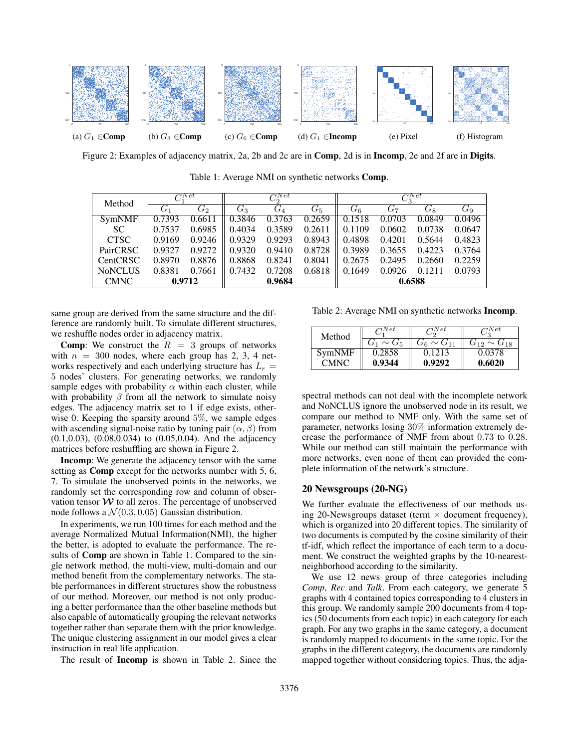(a) $G_1 \in$**Comp** (b) $G_3 \in$**Comp** (c) $G_6 \in$**Comp** (d) $G_1 \in$**Incomp** (e) Pixel (f) Histogram

Figure 2: Examples of adjacency matrix, 2a, 2b and 2c are in **Comp**, 2d is in **Incomp**, 2e and 2f are in **Digits**.

Table 1: Average NMI on synthetic networks **Comp**.

| Method | $C_1^{Net}$ | | $C_2^{Net}$ | | | $C_3^{Net}$ | | | |
|---|---|---|---|---|---|---|---|---|---|
| | $G_1$ | $G_2$ | $G_3$ | $G_4$ | $G_5$ | $G_6$ | $G_7$ | $G_8$ | $G_9$ |
| SymNMF | 0.7393 | 0.6611 | 0.3846 | 0.3763 | 0.2659 | 0.1518 | 0.0703 | 0.0849 | 0.0496 |
| SC | 0.7537 | 0.6985 | 0.4034 | 0.3589 | 0.2611 | 0.1109 | 0.0602 | 0.0738 | 0.0647 |
| CTSC | 0.9169 | 0.9246 | 0.9329 | 0.9293 | 0.8943 | 0.4898 | 0.4201 | 0.5644 | 0.4823 |
| PairCRSC | 0.9327 | 0.9272 | 0.9320 | 0.9410 | 0.8728 | 0.3989 | 0.3655 | 0.4223 | 0.3764 |
| CentCRSC | 0.8970 | 0.8876 | 0.8868 | 0.8241 | 0.8041 | 0.2675 | 0.2495 | 0.2660 | 0.2259 |
| NoNCLUS | 0.8381 | 0.7661 | 0.7432 | 0.7208 | 0.6818 | 0.1649 | 0.0926 | 0.1211 | 0.0793 |
| CMNC | **0.9712** | | **0.9684** | | | **0.6588** | | | |

same group are derived from the same structure and the difference are randomly built. To simulate different structures, we reshuffle nodes order in adjacency matrix.

**Comp**: We construct the $R = 3$ groups of networks with $n = 300$ nodes, where each group has 2, 3, 4 networks respectively and each underlying structure has $L_r = 5$ nodes' clusters. For generating networks, we randomly sample edges with probability $\alpha$ within each cluster, while with probability $\beta$ from all the network to simulate noisy edges. The adjacency matrix set to 1 if edge exists, otherwise 0. Keeping the sparsity around 5%, we sample edges with ascending signal-noise ratio by tuning pair $(\alpha, \beta)$ from (0.1,0.03), (0.08,0.034) to (0.05,0.04). And the adjacency matrices before reshuffling are shown in Figure 2.

**Incomp**: We generate the adjacency tensor with the same setting as **Comp** except for the networks number with 5, 6, 7. To simulate the unobserved points in the networks, we randomly set the corresponding row and column of observation tensor $\boldsymbol{\mathcal{W}}$ to all zeros. The percentage of unobserved node follows a $\mathcal{N}(0.3, 0.05)$ Gaussian distribution.

In experiments, we run 100 times for each method and the average Normalized Mutual Information(NMI), the higher the better, is adopted to evaluate the performance. The results of **Comp** are shown in Table 1. Compared to the single network method, the multi-view, multi-domain and our method benefit from the complementary networks. The stable performances in different structures show the robustness of our method. Moreover, our method is not only producing a better performance than the other baseline methods but also capable of automatically grouping the relevant networks together rather than separate them with the prior knowledge. The unique clustering assignment in our model gives a clear instruction in real life application.

The result of **Incomp** is shown in Table 2. Since the spectral methods can not deal with the incomplete network and NoNCLUS ignore the unobserved node in its result, we compare our method to NMF only. With the same set of parameter, networks losing 30% information extremely decrease the performance of NMF from about 0.73 to 0.28. While our method can still maintain the performance with more networks, even none of them can provided the complete information of the network's structure.

Table 2: Average NMI on synthetic networks **Incomp**.

| Method | $C_1^{Net}$ | $C_2^{Net}$ | $C_3^{Net}$ |
|---|---|---|---|
| | $G_1 \sim G_5$ | $G_6 \sim G_{11}$ | $G_{12} \sim G_{18}$ |
| SymNMF | 0.2858 | 0.1213 | 0.0378 |
| CMNC | **0.9344** | **0.9292** | **0.6020** |

## 20 Newsgroups (20-NG)

We further evaluate the effectiveness of our methods using 20-Newsgroups dataset (term $\times$ document frequency), which is organized into 20 different topics. The similarity of two documents is computed by the cosine similarity of their tf-idf, which reflect the importance of each term to a document. We construct the weighted graphs by the 10-nearest-neighborhood according to the similarity.

We use 12 news group of three categories including *Comp*, *Rec* and *Talk*. From each category, we generate 5 graphs with 4 contained topics corresponding to 4 clusters in this group. We randomly sample 200 documents from 4 topics (50 documents from each topic) in each category for each graph. For any two graphs in the same category, a document is randomly mapped to documents in the same topic. For the graphs in the different category, the documents are randomly mapped together without considering topics. Thus, the adja-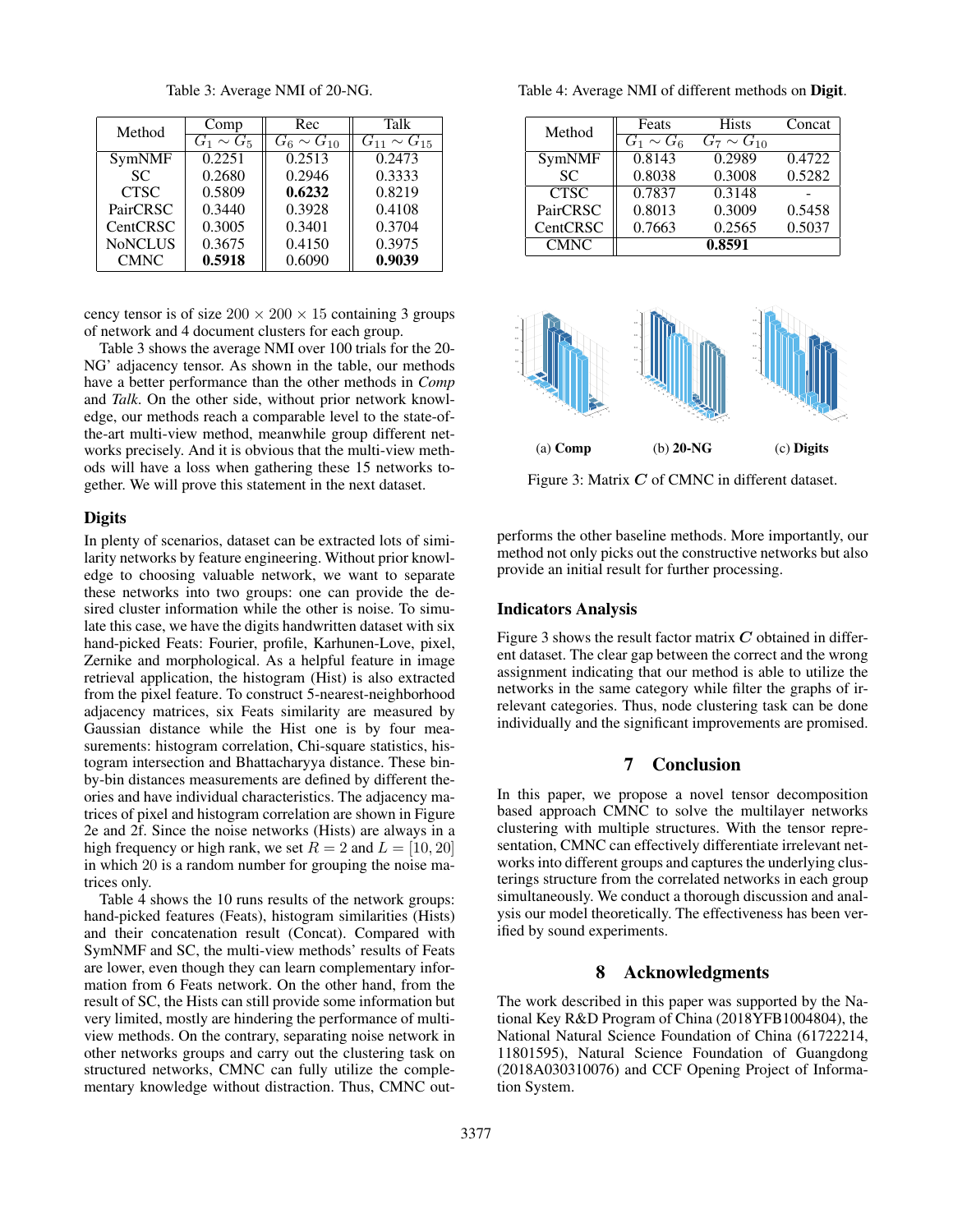Table 3: Average NMI of 20-NG.

| Method | Comp | Rec | Talk |
|---|---|---|---|
| | $G_1 \sim G_5$ | $G_6 \sim G_{10}$ | $G_{11} \sim G_{15}$ |
| SymNMF | 0.2251 | 0.2513 | 0.2473 |
| SC | 0.2680 | 0.2946 | 0.3333 |
| CTSC | 0.5809 | **0.6232** | 0.8219 |
| PairCRSC | 0.3440 | 0.3928 | 0.4108 |
| CentCRSC | 0.3005 | 0.3401 | 0.3704 |
| NoNCLUS | 0.3675 | 0.4150 | 0.3975 |
| CMNC | **0.5918** | 0.6090 | **0.9039** |

cency tensor is of size $200 \times 200 \times 15$ containing 3 groups of network and 4 document clusters for each group.

Table 3 shows the average NMI over 100 trials for the 20-NG' adjacency tensor. As shown in the table, our methods have a better performance than the other methods in *Comp* and *Talk*. On the other side, without prior network knowledge, our methods reach a comparable level to the state-of-the-art multi-view method, meanwhile group different networks precisely. And it is obvious that the multi-view methods will have a loss when gathering these 15 networks together. We will prove this statement in the next dataset.

## Digits

In plenty of scenarios, dataset can be extracted lots of similarity networks by feature engineering. Without prior knowledge to choosing valuable network, we want to separate these networks into two groups: one can provide the desired cluster information while the other is noise. To simulate this case, we have the digits handwritten dataset with six hand-picked Feats: Fourier, profile, Karhunen-Love, pixel, Zernike and morphological. As a helpful feature in image retrieval application, the histogram (Hist) is also extracted from the pixel feature. To construct 5-nearest-neighborhood adjacency matrices, six Feats similarity are measured by Gaussian distance while the Hist one is by four measurements: histogram correlation, Chi-square statistics, histogram intersection and Bhattacharyya distance. These bin-by-bin distances measurements are defined by different theories and have individual characteristics. The adjacency matrices of pixel and histogram correlation are shown in Figure 2e and 2f. Since the noise networks (Hists) are always in a high frequency or high rank, we set $R = 2$ and $L = [10, 20]$ in which 20 is a random number for grouping the noise matrices only.

Table 4 shows the 10 runs results of the network groups: hand-picked features (Feats), histogram similarities (Hists) and their concatenation result (Concat). Compared with SymNMF and SC, the multi-view methods' results of Feats are lower, even though they can learn complementary information from 6 Feats network. On the other hand, from the result of SC, the Hists can still provide some information but very limited, mostly are hindering the performance of multi-view methods. On the contrary, separating noise network in other networks groups and carry out the clustering task on structured networks, CMNC can fully utilize the complementary knowledge without distraction. Thus, CMNC outperforms the other baseline methods. More importantly, our method not only picks out the constructive networks but also provide an initial result for further processing.

Table 4: Average NMI of different methods on **Digit**.

| Method | Feats | Hists | Concat |
|---|---|---|---|
| | $G_1 \sim G_6$ | $G_7 \sim G_{10}$ | |
| SymNMF | 0.8143 | 0.2989 | 0.4722 |
| SC | 0.8038 | 0.3008 | 0.5282 |
| CTSC | 0.7837 | 0.3148 | - |
| PairCRSC | 0.8013 | 0.3009 | 0.5458 |
| CentCRSC | 0.7663 | 0.2565 | 0.5037 |
| CMNC | **0.8591** | | |

(a) **Comp** (b) **20-NG** (c) **Digits**

Figure 3: Matrix $\boldsymbol{C}$ of CMNC in different dataset.

## Indicators Analysis

Figure 3 shows the result factor matrix $\boldsymbol{C}$ obtained in different dataset. The clear gap between the correct and the wrong assignment indicating that our method is able to utilize the networks in the same category while filter the graphs of irrelevant categories. Thus, node clustering task can be done individually and the significant improvements are promised.

# 7 Conclusion

In this paper, we propose a novel tensor decomposition based approach CMNC to solve the multilayer networks clustering with multiple structures. With the tensor representation, CMNC can effectively differentiate irrelevant networks into different groups and captures the underlying clusterings structure from the correlated networks in each group simultaneously. We conduct a thorough discussion and analysis our model theoretically. The effectiveness has been verified by sound experiments.

# 8 Acknowledgments

The work described in this paper was supported by the National Key R&D Program of China (2018YFB1004804), the National Natural Science Foundation of China (61722214, 11801595), Natural Science Foundation of Guangdong (2018A030310076) and CCF Opening Project of Information System.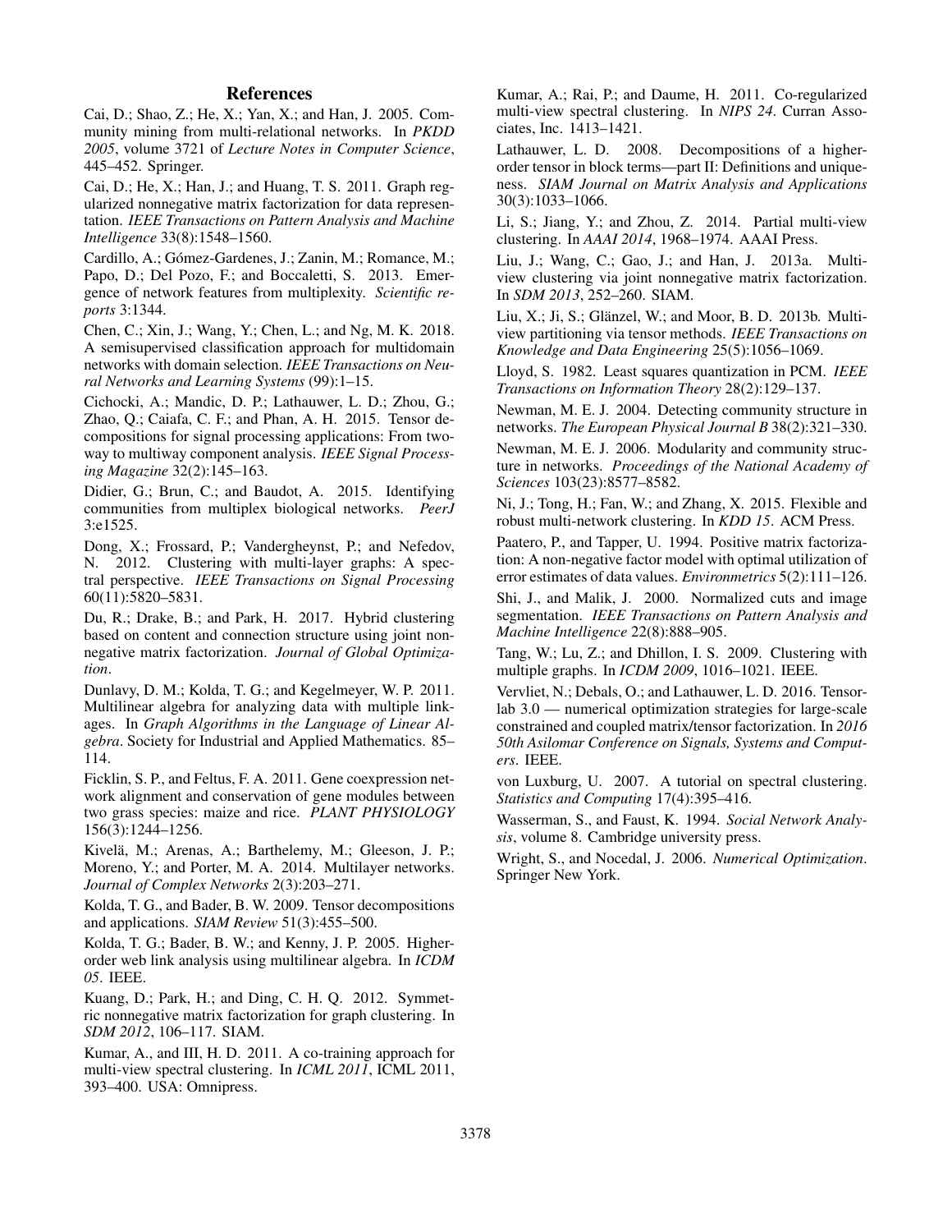## References

Cai, D.; Shao, Z.; He, X.; Yan, X.; and Han, J. 2005. Community mining from multi-relational networks. In *PKDD 2005*, volume 3721 of *Lecture Notes in Computer Science*, 445–452. Springer.

Cai, D.; He, X.; Han, J.; and Huang, T. S. 2011. Graph regularized nonnegative matrix factorization for data representation. *IEEE Transactions on Pattern Analysis and Machine Intelligence* 33(8):1548–1560.

Cardillo, A.; Gómez-Gardenes, J.; Zanin, M.; Romance, M.; Papo, D.; Del Pozo, F.; and Boccaletti, S. 2013. Emergence of network features from multiplexity. *Scientific reports* 3:1344.

Chen, C.; Xin, J.; Wang, Y.; Chen, L.; and Ng, M. K. 2018. A semisupervised classification approach for multidomain networks with domain selection. *IEEE Transactions on Neural Networks and Learning Systems* (99):1–15.

Cichocki, A.; Mandic, D. P.; Lathauwer, L. D.; Zhou, G.; Zhao, Q.; Caiafa, C. F.; and Phan, A. H. 2015. Tensor decompositions for signal processing applications: From two-way to multiway component analysis. *IEEE Signal Processing Magazine* 32(2):145–163.

Didier, G.; Brun, C.; and Baudot, A. 2015. Identifying communities from multiplex biological networks. *PeerJ* 3:e1525.

Dong, X.; Frossard, P.; Vandergheynst, P.; and Nefedov, N. 2012. Clustering with multi-layer graphs: A spectral perspective. *IEEE Transactions on Signal Processing* 60(11):5820–5831.

Du, R.; Drake, B.; and Park, H. 2017. Hybrid clustering based on content and connection structure using joint nonnegative matrix factorization. *Journal of Global Optimization*.

Dunlavy, D. M.; Kolda, T. G.; and Kegelmeyer, W. P. 2011. Multilinear algebra for analyzing data with multiple linkages. In *Graph Algorithms in the Language of Linear Algebra*. Society for Industrial and Applied Mathematics. 85–114.

Ficklin, S. P., and Feltus, F. A. 2011. Gene coexpression network alignment and conservation of gene modules between two grass species: maize and rice. *PLANT PHYSIOLOGY* 156(3):1244–1256.

Kivelä, M.; Arenas, A.; Barthelemy, M.; Gleeson, J. P.; Moreno, Y.; and Porter, M. A. 2014. Multilayer networks. *Journal of Complex Networks* 2(3):203–271.

Kolda, T. G., and Bader, B. W. 2009. Tensor decompositions and applications. *SIAM Review* 51(3):455–500.

Kolda, T. G.; Bader, B. W.; and Kenny, J. P. 2005. Higher-order web link analysis using multilinear algebra. In *ICDM 05*. IEEE.

Kuang, D.; Park, H.; and Ding, C. H. Q. 2012. Symmetric nonnegative matrix factorization for graph clustering. In *SDM 2012*, 106–117. SIAM.

Kumar, A., and III, H. D. 2011. A co-training approach for multi-view spectral clustering. In *ICML 2011*, ICML 2011, 393–400. USA: Omnipress.

Kumar, A.; Rai, P.; and Daume, H. 2011. Co-regularized multi-view spectral clustering. In *NIPS 24*. Curran Associates, Inc. 1413–1421.

Lathauwer, L. D. 2008. Decompositions of a higher-order tensor in block terms—part II: Definitions and uniqueness. *SIAM Journal on Matrix Analysis and Applications* 30(3):1033–1066.

Li, S.; Jiang, Y.; and Zhou, Z. 2014. Partial multi-view clustering. In *AAAI 2014*, 1968–1974. AAAI Press.

Liu, J.; Wang, C.; Gao, J.; and Han, J. 2013a. Multi-view clustering via joint nonnegative matrix factorization. In *SDM 2013*, 252–260. SIAM.

Liu, X.; Ji, S.; Glänzel, W.; and Moor, B. D. 2013b. Multi-view partitioning via tensor methods. *IEEE Transactions on Knowledge and Data Engineering* 25(5):1056–1069.

Lloyd, S. 1982. Least squares quantization in PCM. *IEEE Transactions on Information Theory* 28(2):129–137.

Newman, M. E. J. 2004. Detecting community structure in networks. *The European Physical Journal B* 38(2):321–330.

Newman, M. E. J. 2006. Modularity and community structure in networks. *Proceedings of the National Academy of Sciences* 103(23):8577–8582.

Ni, J.; Tong, H.; Fan, W.; and Zhang, X. 2015. Flexible and robust multi-network clustering. In *KDD 15*. ACM Press.

Paatero, P., and Tapper, U. 1994. Positive matrix factorization: A non-negative factor model with optimal utilization of error estimates of data values. *Environmetrics* 5(2):111–126.

Shi, J., and Malik, J. 2000. Normalized cuts and image segmentation. *IEEE Transactions on Pattern Analysis and Machine Intelligence* 22(8):888–905.

Tang, W.; Lu, Z.; and Dhillon, I. S. 2009. Clustering with multiple graphs. In *ICDM 2009*, 1016–1021. IEEE.

Vervliet, N.; Debals, O.; and Lathauwer, L. D. 2016. Tensorlab 3.0 — numerical optimization strategies for large-scale constrained and coupled matrix/tensor factorization. In *2016 50th Asilomar Conference on Signals, Systems and Computers*. IEEE.

von Luxburg, U. 2007. A tutorial on spectral clustering. *Statistics and Computing* 17(4):395–416.

Wasserman, S., and Faust, K. 1994. *Social Network Analysis*, volume 8. Cambridge university press.

Wright, S., and Nocedal, J. 2006. *Numerical Optimization*. Springer New York.